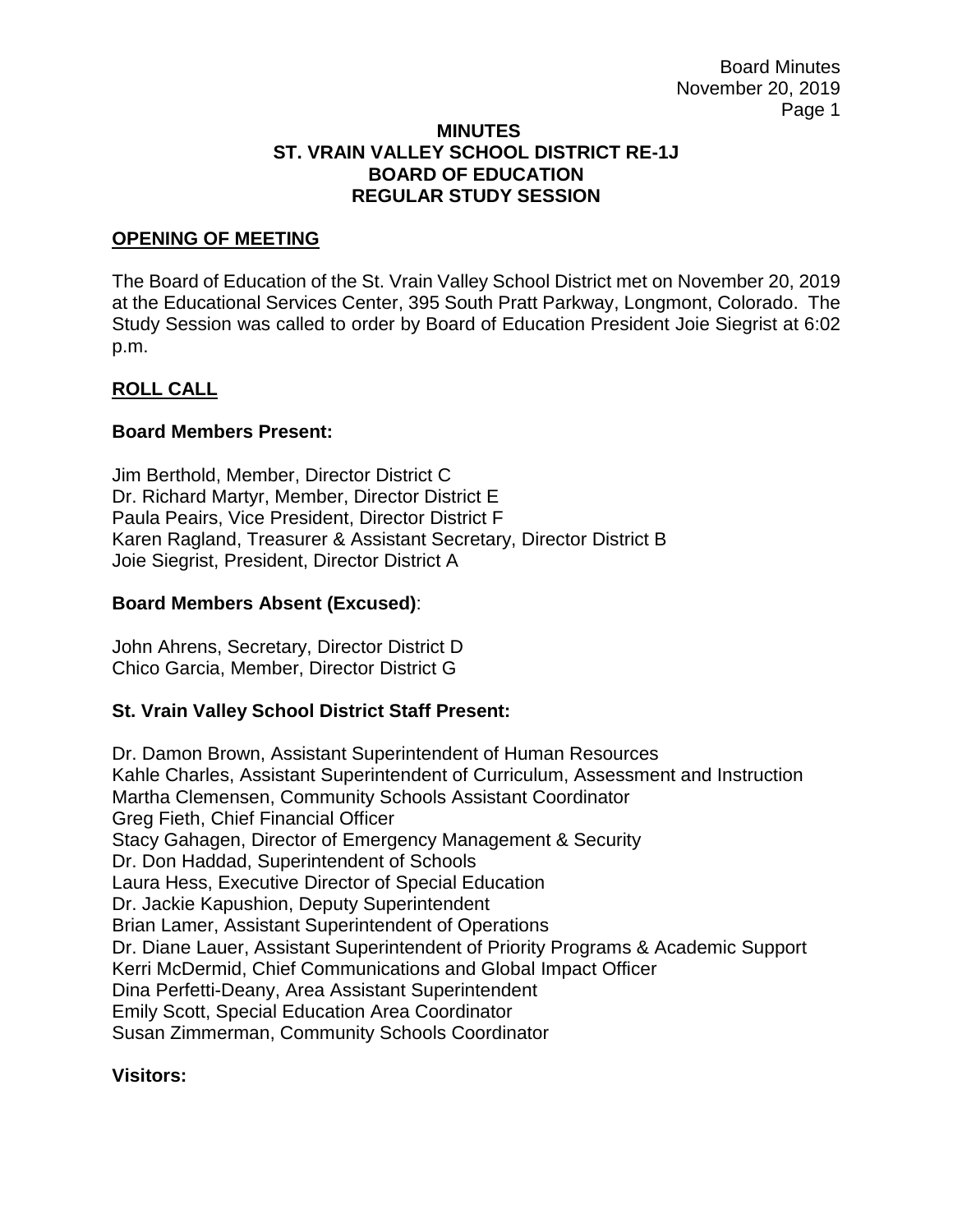# MINUTES
# ST. VRAIN VALLEY SCHOOL DISTRICT RE-1J
# BOARD OF EDUCATION
# REGULAR STUDY SESSION

## OPENING OF MEETING

The Board of Education of the St. Vrain Valley School District met on November 20, 2019 at the Educational Services Center, 395 South Pratt Parkway, Longmont, Colorado. The Study Session was called to order by Board of Education President Joie Siegrist at 6:02 p.m.

## ROLL CALL

### Board Members Present:

Jim Berthold, Member, Director District C
Dr. Richard Martyr, Member, Director District E
Paula Peairs, Vice President, Director District F
Karen Ragland, Treasurer & Assistant Secretary, Director District B
Joie Siegrist, President, Director District A

### Board Members Absent (Excused):

John Ahrens, Secretary, Director District D
Chico Garcia, Member, Director District G

### St. Vrain Valley School District Staff Present:

Dr. Damon Brown, Assistant Superintendent of Human Resources
Kahle Charles, Assistant Superintendent of Curriculum, Assessment and Instruction
Martha Clemensen, Community Schools Assistant Coordinator
Greg Fieth, Chief Financial Officer
Stacy Gahagen, Director of Emergency Management & Security
Dr. Don Haddad, Superintendent of Schools
Laura Hess, Executive Director of Special Education
Dr. Jackie Kapushion, Deputy Superintendent
Brian Lamer, Assistant Superintendent of Operations
Dr. Diane Lauer, Assistant Superintendent of Priority Programs & Academic Support
Kerri McDermid, Chief Communications and Global Impact Officer
Dina Perfetti-Deany, Area Assistant Superintendent
Emily Scott, Special Education Area Coordinator
Susan Zimmerman, Community Schools Coordinator

### Visitors: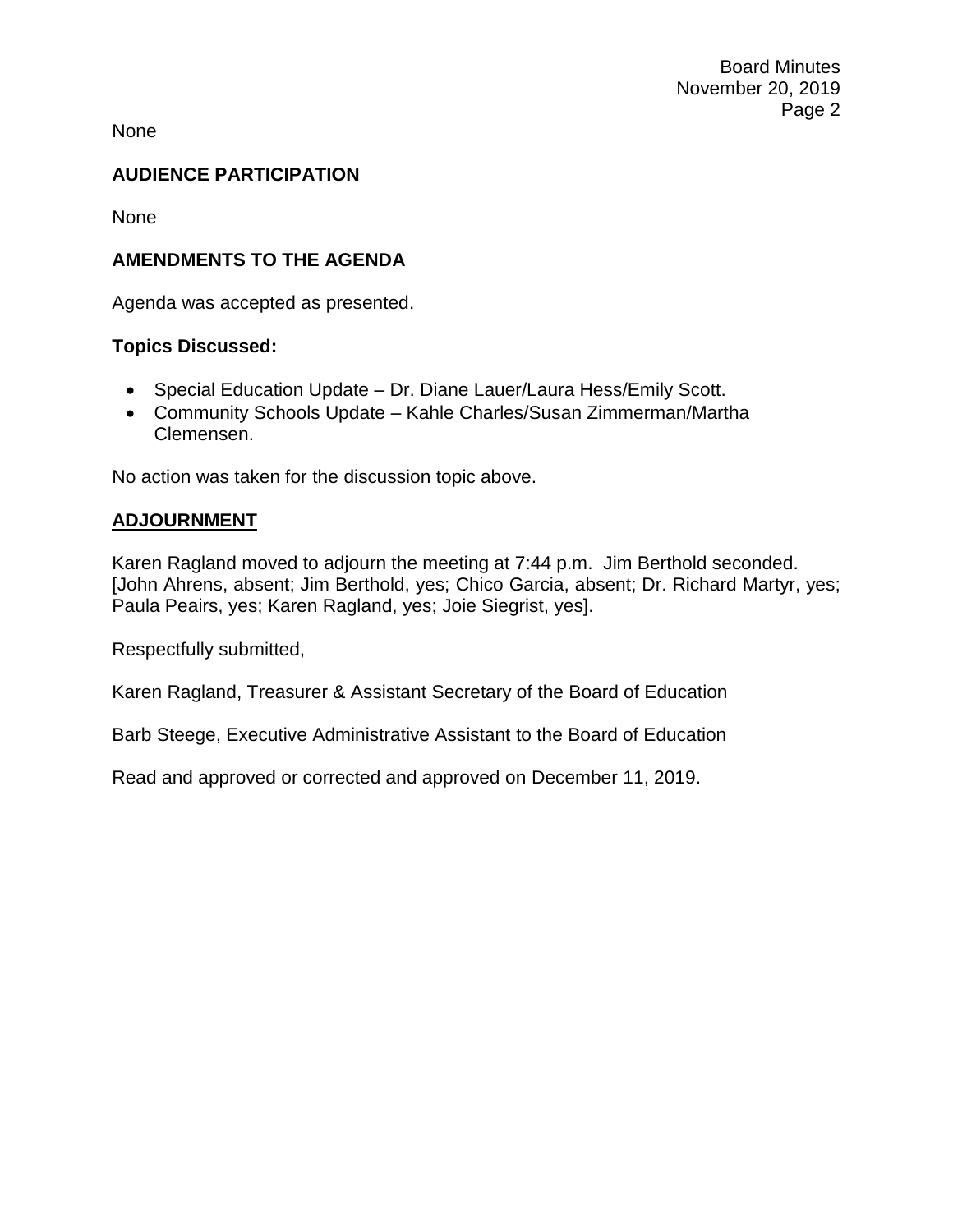None

**AUDIENCE PARTICIPATION**

None

**AMENDMENTS TO THE AGENDA**

Agenda was accepted as presented.

**Topics Discussed:**

- Special Education Update – Dr. Diane Lauer/Laura Hess/Emily Scott.
- Community Schools Update – Kahle Charles/Susan Zimmerman/Martha Clemensen.

No action was taken for the discussion topic above.

**ADJOURNMENT**

Karen Ragland moved to adjourn the meeting at 7:44 p.m. Jim Berthold seconded. [John Ahrens, absent; Jim Berthold, yes; Chico Garcia, absent; Dr. Richard Martyr, yes; Paula Peairs, yes; Karen Ragland, yes; Joie Siegrist, yes].

Respectfully submitted,

Karen Ragland, Treasurer & Assistant Secretary of the Board of Education

Barb Steege, Executive Administrative Assistant to the Board of Education

Read and approved or corrected and approved on December 11, 2019.